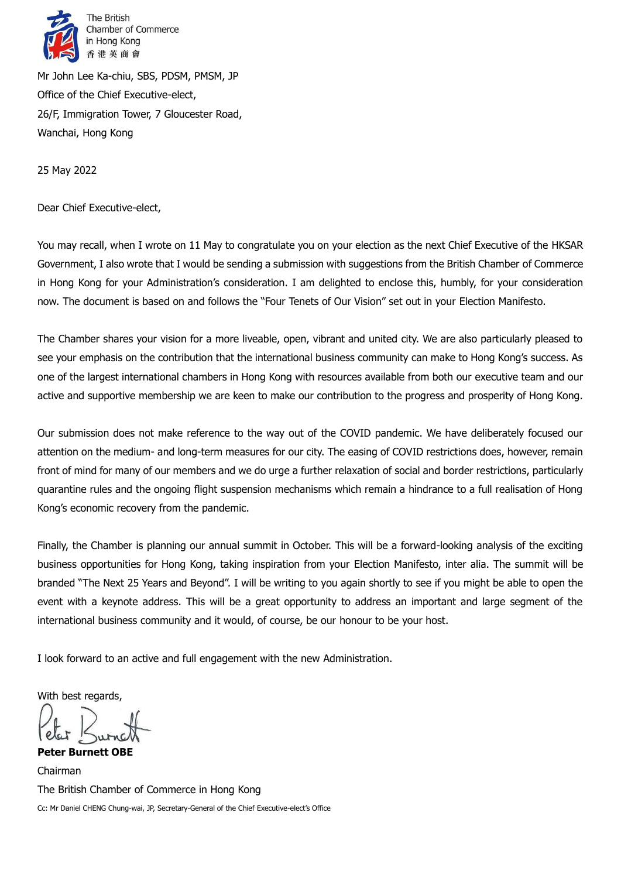The British Chamber of Commerce in Hong Kong
香港英商會

Mr John Lee Ka-chiu, SBS, PDSM, PMSM, JP
Office of the Chief Executive-elect,
26/F, Immigration Tower, 7 Gloucester Road,
Wanchai, Hong Kong

25 May 2022

Dear Chief Executive-elect,

You may recall, when I wrote on 11 May to congratulate you on your election as the next Chief Executive of the HKSAR Government, I also wrote that I would be sending a submission with suggestions from the British Chamber of Commerce in Hong Kong for your Administration's consideration. I am delighted to enclose this, humbly, for your consideration now. The document is based on and follows the "Four Tenets of Our Vision" set out in your Election Manifesto.

The Chamber shares your vision for a more liveable, open, vibrant and united city. We are also particularly pleased to see your emphasis on the contribution that the international business community can make to Hong Kong's success. As one of the largest international chambers in Hong Kong with resources available from both our executive team and our active and supportive membership we are keen to make our contribution to the progress and prosperity of Hong Kong.

Our submission does not make reference to the way out of the COVID pandemic. We have deliberately focused our attention on the medium- and long-term measures for our city. The easing of COVID restrictions does, however, remain front of mind for many of our members and we do urge a further relaxation of social and border restrictions, particularly quarantine rules and the ongoing flight suspension mechanisms which remain a hindrance to a full realisation of Hong Kong's economic recovery from the pandemic.

Finally, the Chamber is planning our annual summit in October. This will be a forward-looking analysis of the exciting business opportunities for Hong Kong, taking inspiration from your Election Manifesto, inter alia. The summit will be branded "The Next 25 Years and Beyond". I will be writing to you again shortly to see if you might be able to open the event with a keynote address. This will be a great opportunity to address an important and large segment of the international business community and it would, of course, be our honour to be your host.

I look forward to an active and full engagement with the new Administration.

With best regards,

Peter Burnett

**Peter Burnett OBE**
Chairman
The British Chamber of Commerce in Hong Kong

Cc: Mr Daniel CHENG Chung-wai, JP, Secretary-General of the Chief Executive-elect's Office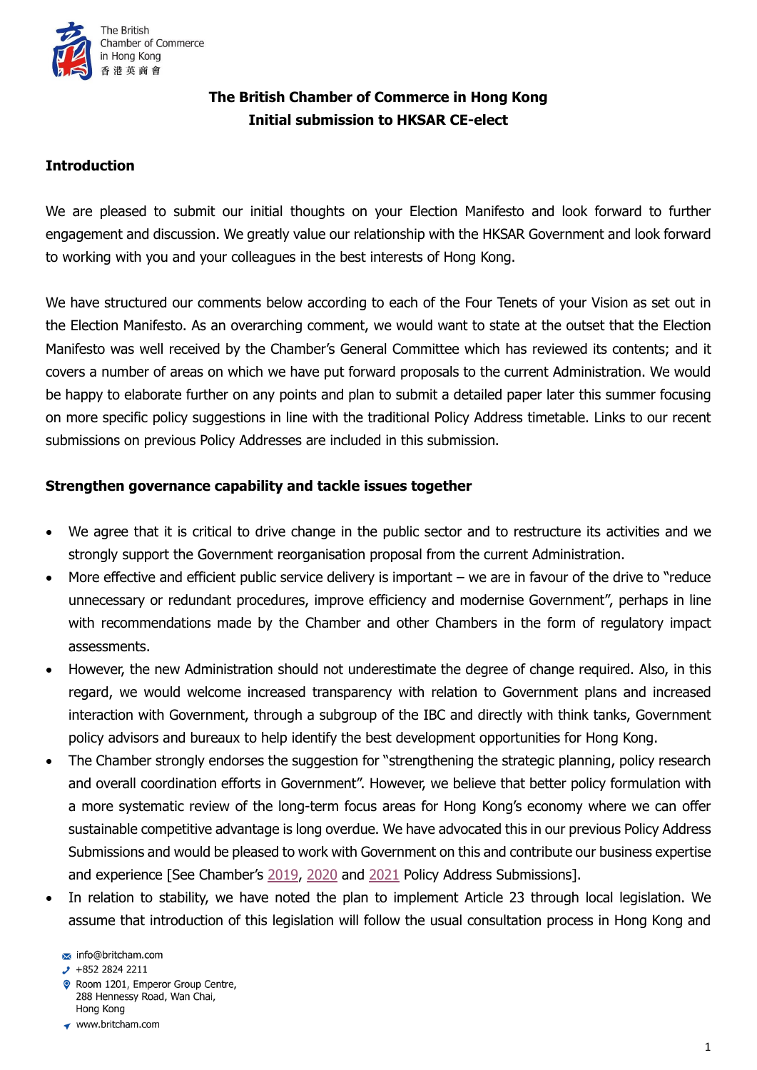**The British Chamber of Commerce in Hong Kong**
**Initial submission to HKSAR CE-elect**

## Introduction

We are pleased to submit our initial thoughts on your Election Manifesto and look forward to further engagement and discussion. We greatly value our relationship with the HKSAR Government and look forward to working with you and your colleagues in the best interests of Hong Kong.

We have structured our comments below according to each of the Four Tenets of your Vision as set out in the Election Manifesto. As an overarching comment, we would want to state at the outset that the Election Manifesto was well received by the Chamber's General Committee which has reviewed its contents; and it covers a number of areas on which we have put forward proposals to the current Administration. We would be happy to elaborate further on any points and plan to submit a detailed paper later this summer focusing on more specific policy suggestions in line with the traditional Policy Address timetable. Links to our recent submissions on previous Policy Addresses are included in this submission.

## Strengthen governance capability and tackle issues together

- We agree that it is critical to drive change in the public sector and to restructure its activities and we strongly support the Government reorganisation proposal from the current Administration.
- More effective and efficient public service delivery is important – we are in favour of the drive to "reduce unnecessary or redundant procedures, improve efficiency and modernise Government", perhaps in line with recommendations made by the Chamber and other Chambers in the form of regulatory impact assessments.
- However, the new Administration should not underestimate the degree of change required. Also, in this regard, we would welcome increased transparency with relation to Government plans and increased interaction with Government, through a subgroup of the IBC and directly with think tanks, Government policy advisors and bureaux to help identify the best development opportunities for Hong Kong.
- The Chamber strongly endorses the suggestion for "strengthening the strategic planning, policy research and overall coordination efforts in Government". However, we believe that better policy formulation with a more systematic review of the long-term focus areas for Hong Kong's economy where we can offer sustainable competitive advantage is long overdue. We have advocated this in our previous Policy Address Submissions and would be pleased to work with Government on this and contribute our business expertise and experience [See Chamber's 2019, 2020 and 2021 Policy Address Submissions].
- In relation to stability, we have noted the plan to implement Article 23 through local legislation. We assume that introduction of this legislation will follow the usual consultation process in Hong Kong and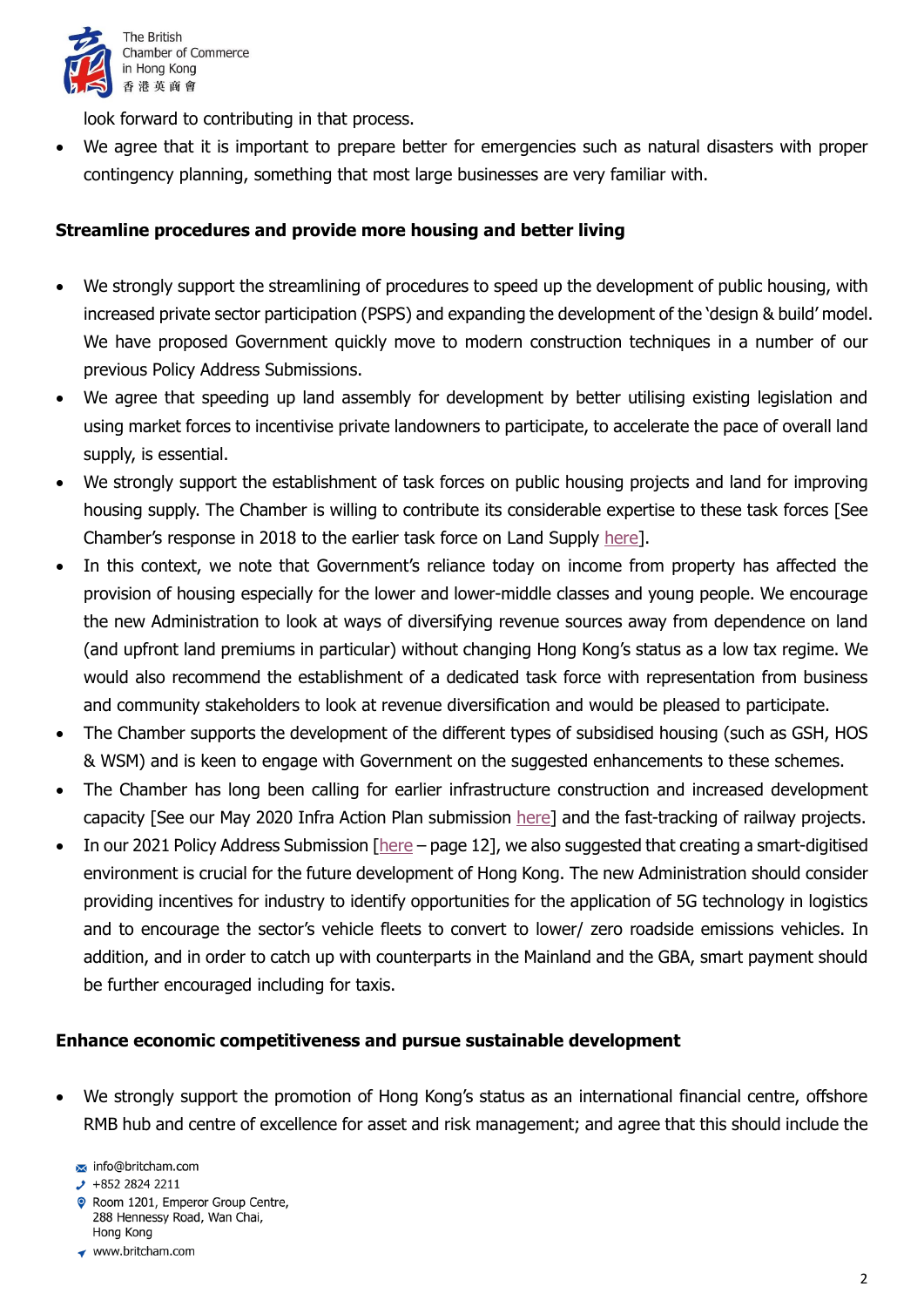look forward to contributing in that process.

- We agree that it is important to prepare better for emergencies such as natural disasters with proper contingency planning, something that most large businesses are very familiar with.

**Streamline procedures and provide more housing and better living**

- We strongly support the streamlining of procedures to speed up the development of public housing, with increased private sector participation (PSPS) and expanding the development of the 'design & build' model. We have proposed Government quickly move to modern construction techniques in a number of our previous Policy Address Submissions.
- We agree that speeding up land assembly for development by better utilising existing legislation and using market forces to incentivise private landowners to participate, to accelerate the pace of overall land supply, is essential.
- We strongly support the establishment of task forces on public housing projects and land for improving housing supply. The Chamber is willing to contribute its considerable expertise to these task forces [See Chamber's response in 2018 to the earlier task force on Land Supply here].
- In this context, we note that Government's reliance today on income from property has affected the provision of housing especially for the lower and lower-middle classes and young people. We encourage the new Administration to look at ways of diversifying revenue sources away from dependence on land (and upfront land premiums in particular) without changing Hong Kong's status as a low tax regime. We would also recommend the establishment of a dedicated task force with representation from business and community stakeholders to look at revenue diversification and would be pleased to participate.
- The Chamber supports the development of the different types of subsidised housing (such as GSH, HOS & WSM) and is keen to engage with Government on the suggested enhancements to these schemes.
- The Chamber has long been calling for earlier infrastructure construction and increased development capacity [See our May 2020 Infra Action Plan submission here] and the fast-tracking of railway projects.
- In our 2021 Policy Address Submission [here – page 12], we also suggested that creating a smart-digitised environment is crucial for the future development of Hong Kong. The new Administration should consider providing incentives for industry to identify opportunities for the application of 5G technology in logistics and to encourage the sector's vehicle fleets to convert to lower/ zero roadside emissions vehicles. In addition, and in order to catch up with counterparts in the Mainland and the GBA, smart payment should be further encouraged including for taxis.

**Enhance economic competitiveness and pursue sustainable development**

- We strongly support the promotion of Hong Kong's status as an international financial centre, offshore RMB hub and centre of excellence for asset and risk management; and agree that this should include the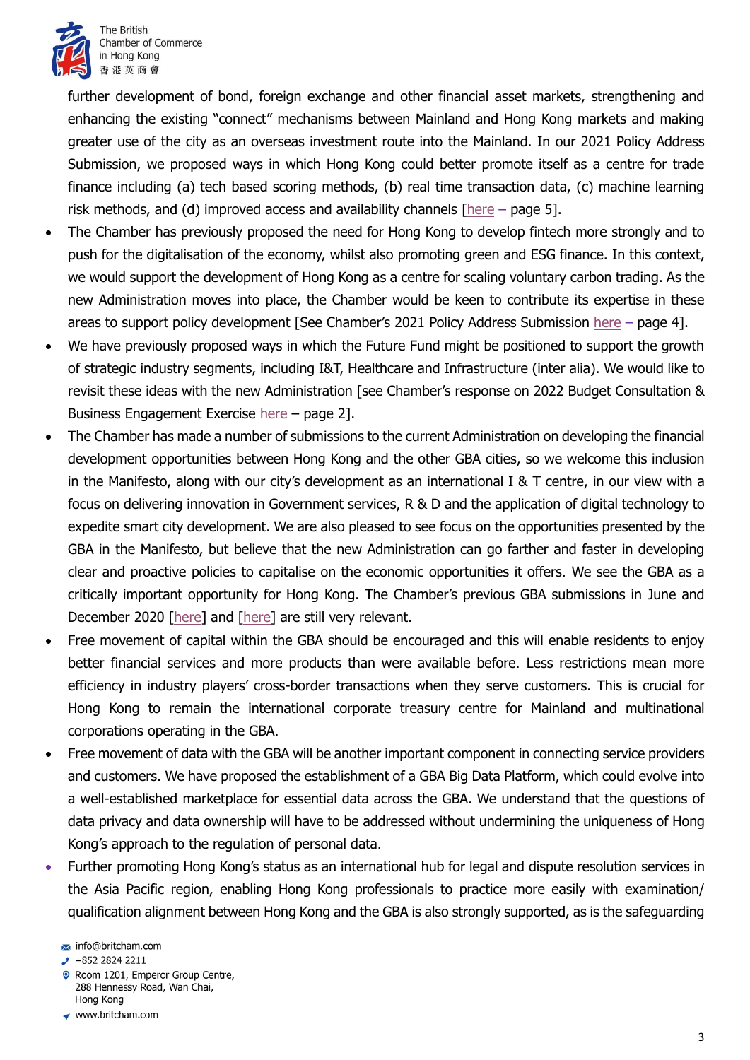further development of bond, foreign exchange and other financial asset markets, strengthening and enhancing the existing "connect" mechanisms between Mainland and Hong Kong markets and making greater use of the city as an overseas investment route into the Mainland. In our 2021 Policy Address Submission, we proposed ways in which Hong Kong could better promote itself as a centre for trade finance including (a) tech based scoring methods, (b) real time transaction data, (c) machine learning risk methods, and (d) improved access and availability channels [here – page 5].

- The Chamber has previously proposed the need for Hong Kong to develop fintech more strongly and to push for the digitalisation of the economy, whilst also promoting green and ESG finance. In this context, we would support the development of Hong Kong as a centre for scaling voluntary carbon trading. As the new Administration moves into place, the Chamber would be keen to contribute its expertise in these areas to support policy development [See Chamber's 2021 Policy Address Submission here – page 4].
- We have previously proposed ways in which the Future Fund might be positioned to support the growth of strategic industry segments, including I&T, Healthcare and Infrastructure (inter alia). We would like to revisit these ideas with the new Administration [see Chamber's response on 2022 Budget Consultation & Business Engagement Exercise here – page 2].
- The Chamber has made a number of submissions to the current Administration on developing the financial development opportunities between Hong Kong and the other GBA cities, so we welcome this inclusion in the Manifesto, along with our city's development as an international I & T centre, in our view with a focus on delivering innovation in Government services, R & D and the application of digital technology to expedite smart city development. We are also pleased to see focus on the opportunities presented by the GBA in the Manifesto, but believe that the new Administration can go farther and faster in developing clear and proactive policies to capitalise on the economic opportunities it offers. We see the GBA as a critically important opportunity for Hong Kong. The Chamber's previous GBA submissions in June and December 2020 [here] and [here] are still very relevant.
- Free movement of capital within the GBA should be encouraged and this will enable residents to enjoy better financial services and more products than were available before. Less restrictions mean more efficiency in industry players' cross-border transactions when they serve customers. This is crucial for Hong Kong to remain the international corporate treasury centre for Mainland and multinational corporations operating in the GBA.
- Free movement of data with the GBA will be another important component in connecting service providers and customers. We have proposed the establishment of a GBA Big Data Platform, which could evolve into a well-established marketplace for essential data across the GBA. We understand that the questions of data privacy and data ownership will have to be addressed without undermining the uniqueness of Hong Kong's approach to the regulation of personal data.
- Further promoting Hong Kong's status as an international hub for legal and dispute resolution services in the Asia Pacific region, enabling Hong Kong professionals to practice more easily with examination/ qualification alignment between Hong Kong and the GBA is also strongly supported, as is the safeguarding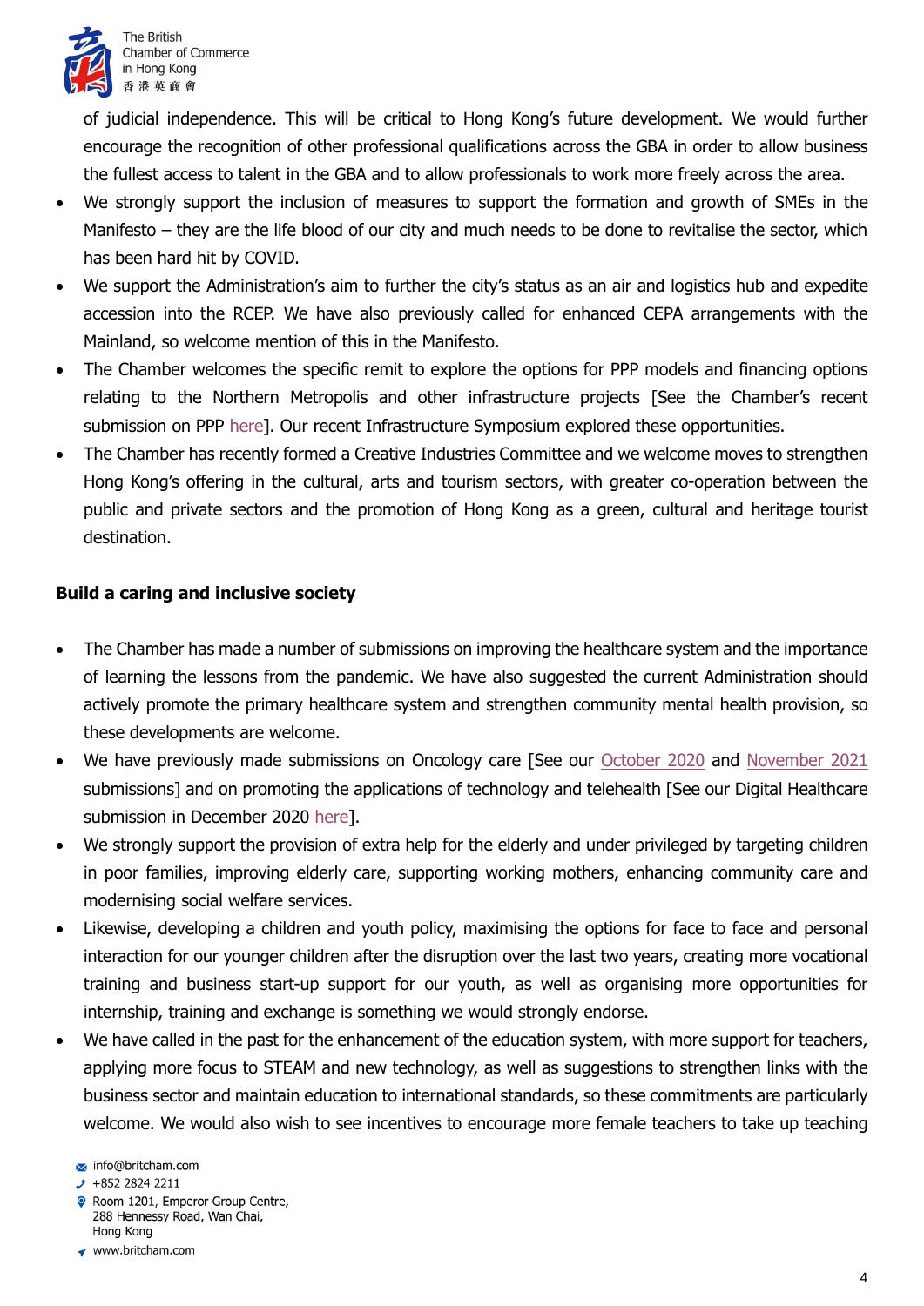of judicial independence. This will be critical to Hong Kong's future development. We would further encourage the recognition of other professional qualifications across the GBA in order to allow business the fullest access to talent in the GBA and to allow professionals to work more freely across the area.

- We strongly support the inclusion of measures to support the formation and growth of SMEs in the Manifesto – they are the life blood of our city and much needs to be done to revitalise the sector, which has been hard hit by COVID.
- We support the Administration's aim to further the city's status as an air and logistics hub and expedite accession into the RCEP. We have also previously called for enhanced CEPA arrangements with the Mainland, so welcome mention of this in the Manifesto.
- The Chamber welcomes the specific remit to explore the options for PPP models and financing options relating to the Northern Metropolis and other infrastructure projects [See the Chamber's recent submission on PPP here]. Our recent Infrastructure Symposium explored these opportunities.
- The Chamber has recently formed a Creative Industries Committee and we welcome moves to strengthen Hong Kong's offering in the cultural, arts and tourism sectors, with greater co-operation between the public and private sectors and the promotion of Hong Kong as a green, cultural and heritage tourist destination.

**Build a caring and inclusive society**

- The Chamber has made a number of submissions on improving the healthcare system and the importance of learning the lessons from the pandemic. We have also suggested the current Administration should actively promote the primary healthcare system and strengthen community mental health provision, so these developments are welcome.
- We have previously made submissions on Oncology care [See our October 2020 and November 2021 submissions] and on promoting the applications of technology and telehealth [See our Digital Healthcare submission in December 2020 here].
- We strongly support the provision of extra help for the elderly and under privileged by targeting children in poor families, improving elderly care, supporting working mothers, enhancing community care and modernising social welfare services.
- Likewise, developing a children and youth policy, maximising the options for face to face and personal interaction for our younger children after the disruption over the last two years, creating more vocational training and business start-up support for our youth, as well as organising more opportunities for internship, training and exchange is something we would strongly endorse.
- We have called in the past for the enhancement of the education system, with more support for teachers, applying more focus to STEAM and new technology, as well as suggestions to strengthen links with the business sector and maintain education to international standards, so these commitments are particularly welcome. We would also wish to see incentives to encourage more female teachers to take up teaching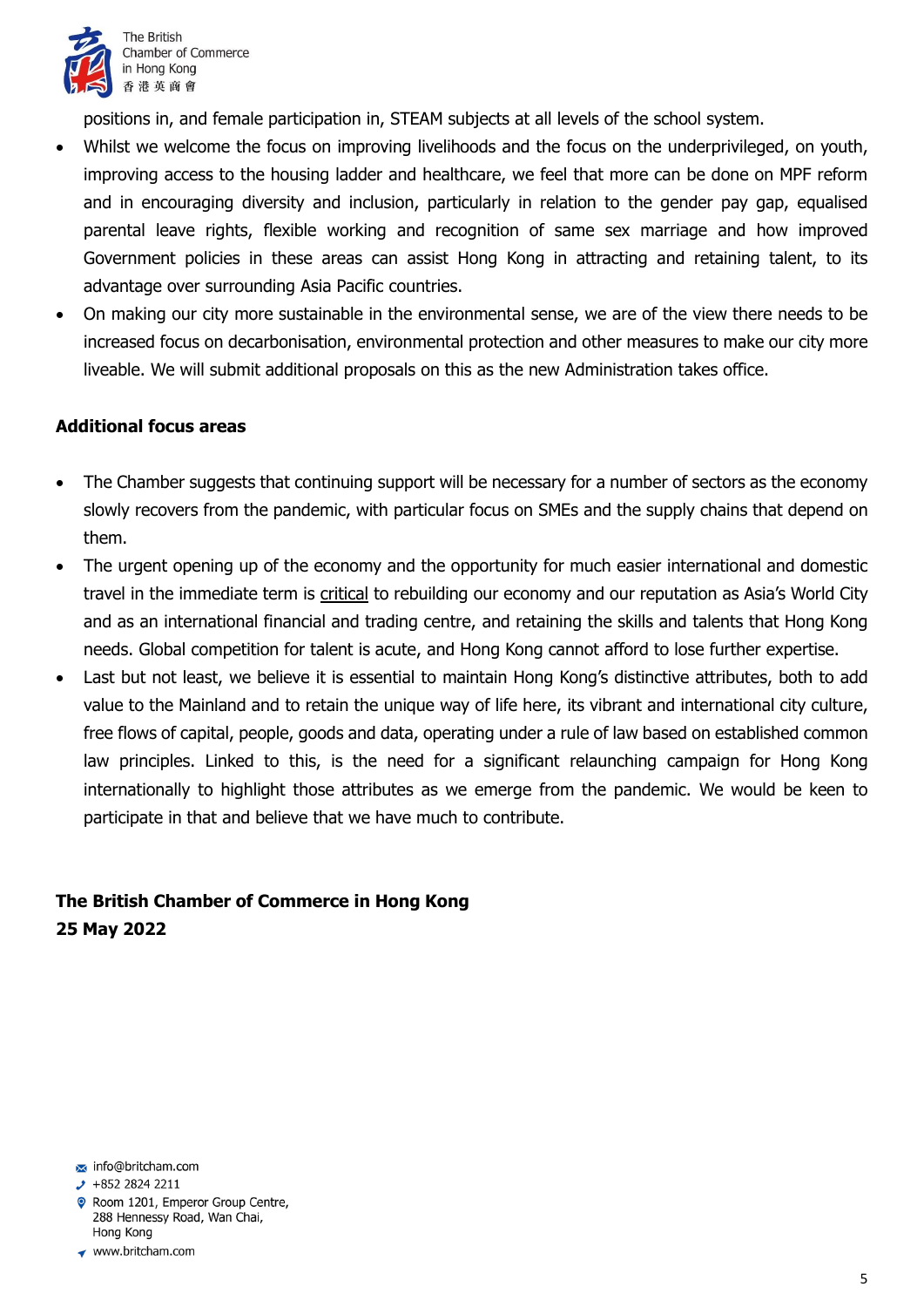positions in, and female participation in, STEAM subjects at all levels of the school system.

- Whilst we welcome the focus on improving livelihoods and the focus on the underprivileged, on youth, improving access to the housing ladder and healthcare, we feel that more can be done on MPF reform and in encouraging diversity and inclusion, particularly in relation to the gender pay gap, equalised parental leave rights, flexible working and recognition of same sex marriage and how improved Government policies in these areas can assist Hong Kong in attracting and retaining talent, to its advantage over surrounding Asia Pacific countries.
- On making our city more sustainable in the environmental sense, we are of the view there needs to be increased focus on decarbonisation, environmental protection and other measures to make our city more liveable. We will submit additional proposals on this as the new Administration takes office.

**Additional focus areas**

- The Chamber suggests that continuing support will be necessary for a number of sectors as the economy slowly recovers from the pandemic, with particular focus on SMEs and the supply chains that depend on them.
- The urgent opening up of the economy and the opportunity for much easier international and domestic travel in the immediate term is critical to rebuilding our economy and our reputation as Asia's World City and as an international financial and trading centre, and retaining the skills and talents that Hong Kong needs. Global competition for talent is acute, and Hong Kong cannot afford to lose further expertise.
- Last but not least, we believe it is essential to maintain Hong Kong's distinctive attributes, both to add value to the Mainland and to retain the unique way of life here, its vibrant and international city culture, free flows of capital, people, goods and data, operating under a rule of law based on established common law principles. Linked to this, is the need for a significant relaunching campaign for Hong Kong internationally to highlight those attributes as we emerge from the pandemic. We would be keen to participate in that and believe that we have much to contribute.

**The British Chamber of Commerce in Hong Kong**
**25 May 2022**